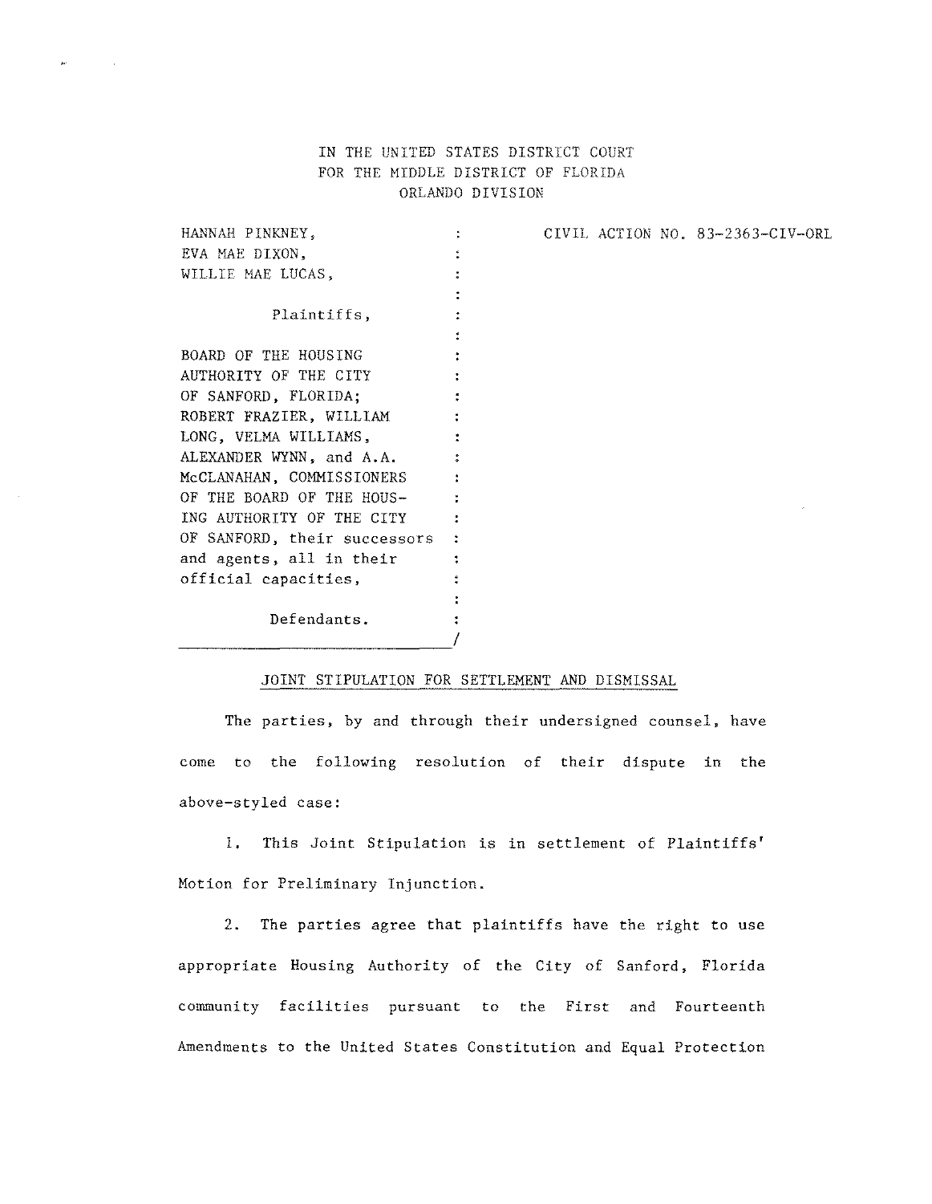IN THE UNITED STATES DISTRICT COURT
FOR THE MIDDLE DISTRICT OF FLORIDA
ORLANDO DIVISION

HANNAH PINKNEY,
EVA MAE DIXON,
WILLIE MAE LUCAS,

Plaintiffs,

BOARD OF THE HOUSING AUTHORITY OF THE CITY OF SANFORD, FLORIDA; ROBERT FRAZIER, WILLIAM LONG, VELMA WILLIAMS, ALEXANDER WYNN, and A.A. McCLANAHAN, COMMISSIONERS OF THE BOARD OF THE HOUSING AUTHORITY OF THE CITY OF SANFORD, their successors and agents, all in their official capacities,

Defendants.
/

CIVIL ACTION NO. 83-2363-CIV-ORL

JOINT STIPULATION FOR SETTLEMENT AND DISMISSAL

The parties, by and through their undersigned counsel, have come to the following resolution of their dispute in the above-styled case:

1. This Joint Stipulation is in settlement of Plaintiffs' Motion for Preliminary Injunction.

2. The parties agree that plaintiffs have the right to use appropriate Housing Authority of the City of Sanford, Florida community facilities pursuant to the First and Fourteenth Amendments to the United States Constitution and Equal Protection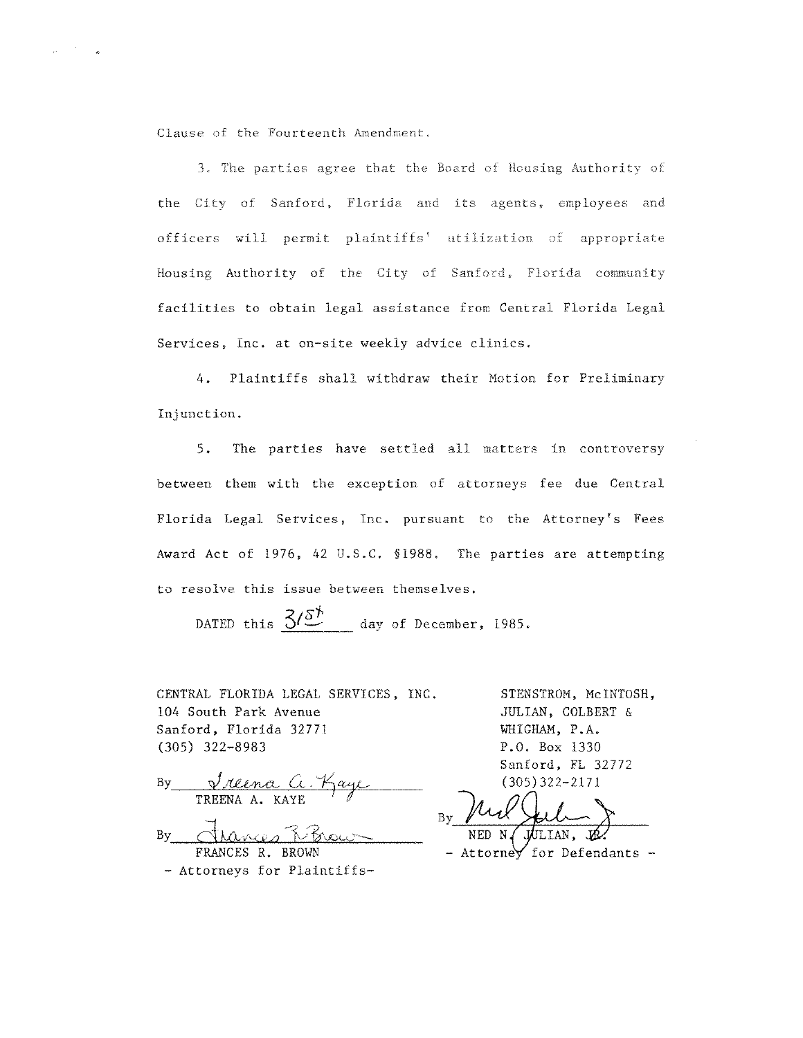Clause of the Fourteenth Amendment.

3. The parties agree that the Board of Housing Authority of the City of Sanford, Florida and its agents, employees and officers will permit plaintiffs' utilization of appropriate Housing Authority of the City of Sanford, Florida community facilities to obtain legal assistance from Central Florida Legal Services, Inc. at on-site weekly advice clinics.

4. Plaintiffs shall withdraw their Motion for Preliminary Injunction.

5. The parties have settled all matters in controversy between them with the exception of attorneys fee due Central Florida Legal Services, Inc. pursuant to the Attorney's Fees Award Act of 1976, 42 U.S.C. §1988. The parties are attempting to resolve this issue between themselves.

DATED this 31st day of December, 1985.

CENTRAL FLORIDA LEGAL SERVICES, INC.
104 South Park Avenue
Sanford, Florida 32771
(305) 322-8983

By Treena A. Kaye
TREENA A. KAYE

By Frances R. Brown
FRANCES R. BROWN
- Attorneys for Plaintiffs-

STENSTROM, McINTOSH, JULIAN, COLBERT & WHIGHAM, P.A.
P.O. Box 1330
Sanford, FL 32772
(305)322-2171

By Ned Julian, Jr.
NED N. JULIAN, JR.
- Attorney for Defendants -